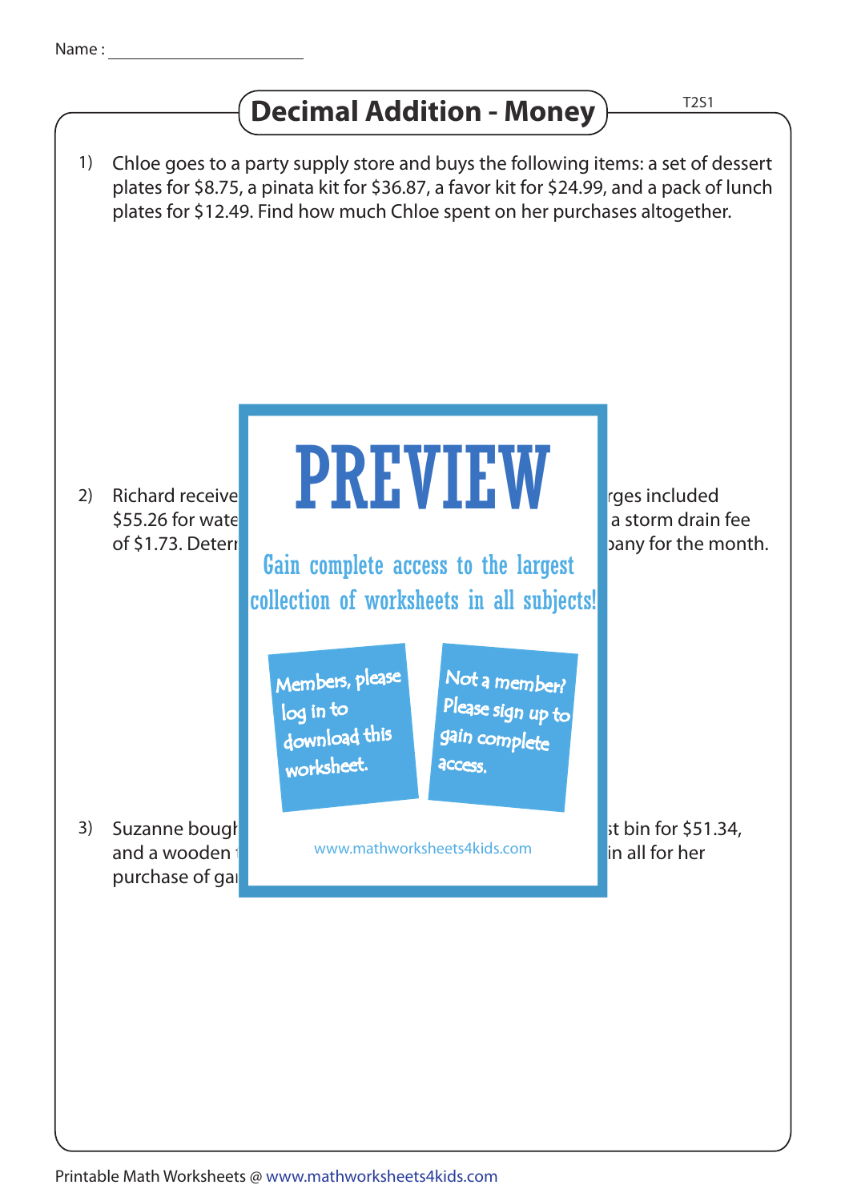Name : ____________________

# Decimal Addition - Money

T2S1

1) Chloe goes to a party supply store and buys the following items: a set of dessert plates for $8.75, a pinata kit for $36.87, a favor kit for $24.99, and a pack of lunch plates for $12.49. Find how much Chloe spent on her purchases altogether.

2) Richard receive rges included $55.26 for wate a storm drain fee of $1.73. Deter pany for the month.

PREVIEW

Gain complete access to the largest collection of worksheets in all subjects!

Members, please log in to download this worksheet.

Not a member? Please sign up to gain complete access.

www.mathworksheets4kids.com

3) Suzanne bough st bin for $51.34, and a wooden in all for her purchase of ga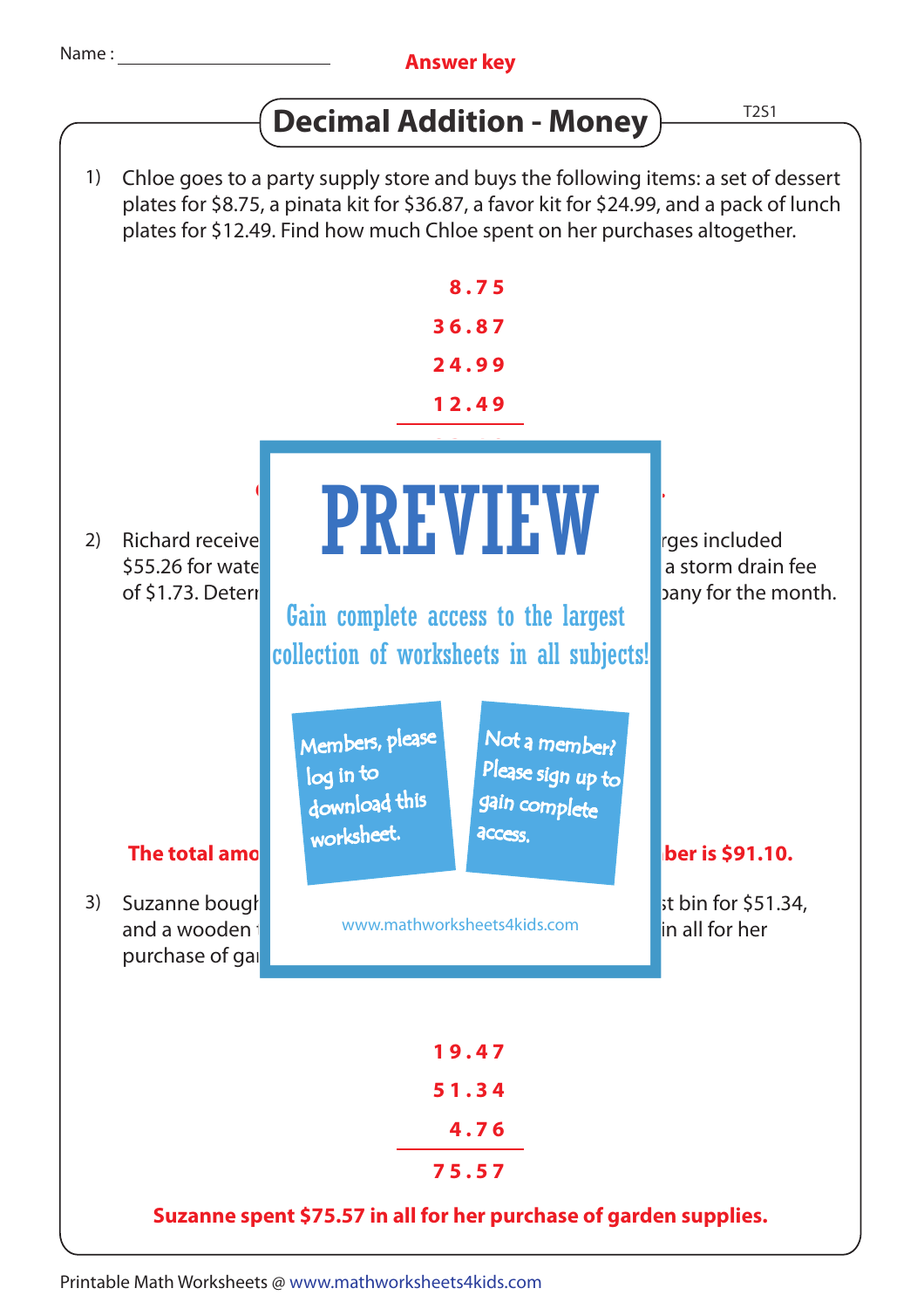Name : ____________________ **Answer key**

# Decimal Addition - Money

T2S1

1) Chloe goes to a party supply store and buys the following items: a set of dessert plates for $8.75, a pinata kit for $36.87, a favor kit for $24.99, and a pack of lunch plates for $12.49. Find how much Chloe spent on her purchases altogether.

```
  8.75
 36.87
 24.99
 12.49
------
```

PREVIEW

Gain complete access to the largest collection of worksheets in all subjects!

Members, please log in to download this worksheet.

Not a member? Please sign up to gain complete access.

www.mathworksheets4kids.com

2) Richard receive... rges included $55.26 for wate... a storm drain fee of $1.73. Deter... pany for the month.

**The total amo... ber is $91.10.**

3) Suzanne bough... st bin for $51.34, and a wooden ... in all for her purchase of ga...

```
 19.47
 51.34
  4.76
------
 75.57
```

**Suzanne spent $75.57 in all for her purchase of garden supplies.**